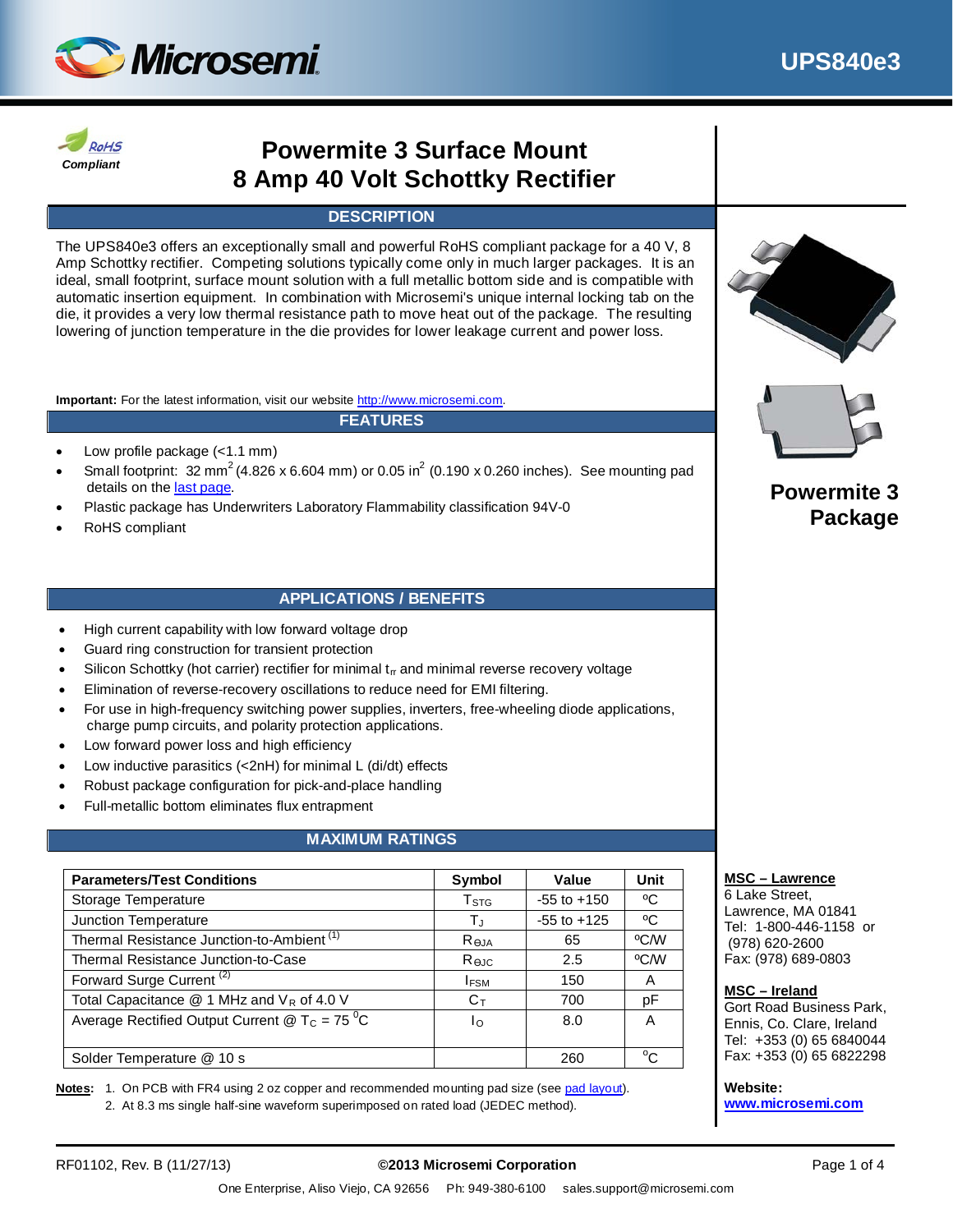# UPS840e3

RoHS Compliant

## Powermite 3 Surface Mount 8 Amp 40 Volt Schottky Rectifier

### DESCRIPTION

The UPS840e3 offers an exceptionally small and powerful RoHS compliant package for a 40 V, 8 Amp Schottky rectifier. Competing solutions typically come only in much larger packages. It is an ideal, small footprint, surface mount solution with a full metallic bottom side and is compatible with automatic insertion equipment. In combination with Microsemi's unique internal locking tab on the die, it provides a very low thermal resistance path to move heat out of the package. The resulting lowering of junction temperature in the die provides for lower leakage current and power loss.

**Important:** For the latest information, visit our website http://www.microsemi.com.

**Powermite 3 Package**

### FEATURES

- Low profile package (<1.1 mm)
- Small footprint: 32 mm$^2$ (4.826 x 6.604 mm) or 0.05 in$^2$ (0.190 x 0.260 inches). See mounting pad details on the last page.
- Plastic package has Underwriters Laboratory Flammability classification 94V-0
- RoHS compliant

### APPLICATIONS / BENEFITS

- High current capability with low forward voltage drop
- Guard ring construction for transient protection
- Silicon Schottky (hot carrier) rectifier for minimal $t_{rr}$ and minimal reverse recovery voltage
- Elimination of reverse-recovery oscillations to reduce need for EMI filtering.
- For use in high-frequency switching power supplies, inverters, free-wheeling diode applications, charge pump circuits, and polarity protection applications.
- Low forward power loss and high efficiency
- Low inductive parasitics (<2nH) for minimal L (di/dt) effects
- Robust package configuration for pick-and-place handling
- Full-metallic bottom eliminates flux entrapment

### MAXIMUM RATINGS

| Parameters/Test Conditions | Symbol | Value | Unit |
|---|---|---|---|
| Storage Temperature | $T_{STG}$ | -55 to +150 | ºC |
| Junction Temperature | $T_J$ | -55 to +125 | ºC |
| Thermal Resistance Junction-to-Ambient [1] | $R_{\Theta JA}$ | 65 | ºC/W |
| Thermal Resistance Junction-to-Case | $R_{\Theta JC}$ | 2.5 | ºC/W |
| Forward Surge Current [2] | $I_{FSM}$ | 150 | A |
| Total Capacitance @ 1 MHz and $V_R$ of 4.0 V | $C_T$ | 700 | pF |
| Average Rectified Output Current @ $T_C$ = 75 $^0$C | $I_O$ | 8.0 | A |
| Solder Temperature @ 10 s | | 260 | $^o$C |

**Notes:** 1. On PCB with FR4 using 2 oz copper and recommended mounting pad size (see pad layout).
2. At 8.3 ms single half-sine waveform superimposed on rated load (JEDEC method).

**MSC – Lawrence**
6 Lake Street,
Lawrence, MA 01841
Tel: 1-800-446-1158 or (978) 620-2600
Fax: (978) 689-0803

**MSC – Ireland**
Gort Road Business Park,
Ennis, Co. Clare, Ireland
Tel: +353 (0) 65 6840044
Fax: +353 (0) 65 6822298

**Website:**
www.microsemi.com

RF01102, Rev. B (11/27/13) ©2013 Microsemi Corporation

One Enterprise, Aliso Viejo, CA 92656 Ph: 949-380-6100 sales.support@microsemi.com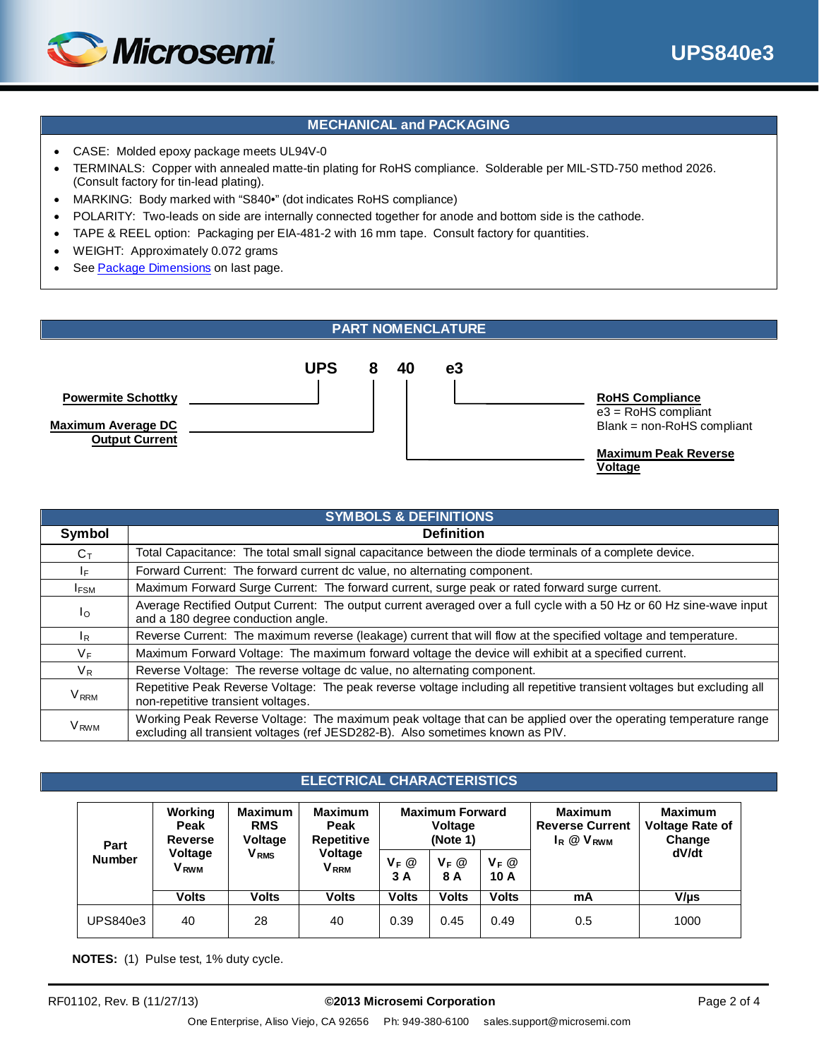## MECHANICAL and PACKAGING

- CASE: Molded epoxy package meets UL94V-0
- TERMINALS: Copper with annealed matte-tin plating for RoHS compliance. Solderable per MIL-STD-750 method 2026. (Consult factory for tin-lead plating).
- MARKING: Body marked with "S840•" (dot indicates RoHS compliance)
- POLARITY: Two-leads on side are internally connected together for anode and bottom side is the cathode.
- TAPE & REEL option: Packaging per EIA-481-2 with 16 mm tape. Consult factory for quantities.
- WEIGHT: Approximately 0.072 grams
- See Package Dimensions on last page.

## PART NOMENCLATURE

**UPS 8 40 e3**

- **UPS** — Powermite Schottky
- **8** — Maximum Average DC Output Current
- **40** — Maximum Peak Reverse Voltage
- **e3** — RoHS Compliance
  - e3 = RoHS compliant
  - Blank = non-RoHS compliant

## SYMBOLS & DEFINITIONS

| Symbol | Definition |
|---|---|
| $C_T$ | Total Capacitance: The total small signal capacitance between the diode terminals of a complete device. |
| $I_F$ | Forward Current: The forward current dc value, no alternating component. |
| $I_{FSM}$ | Maximum Forward Surge Current: The forward current, surge peak or rated forward surge current. |
| $I_O$ | Average Rectified Output Current: The output current averaged over a full cycle with a 50 Hz or 60 Hz sine-wave input and a 180 degree conduction angle. |
| $I_R$ | Reverse Current: The maximum reverse (leakage) current that will flow at the specified voltage and temperature. |
| $V_F$ | Maximum Forward Voltage: The maximum forward voltage the device will exhibit at a specified current. |
| $V_R$ | Reverse Voltage: The reverse voltage dc value, no alternating component. |
| $V_{RRM}$ | Repetitive Peak Reverse Voltage: The peak reverse voltage including all repetitive transient voltages but excluding all non-repetitive transient voltages. |
| $V_{RWM}$ | Working Peak Reverse Voltage: The maximum peak voltage that can be applied over the operating temperature range excluding all transient voltages (ref JESD282-B). Also sometimes known as PIV. |

## ELECTRICAL CHARACTERISTICS

| Part Number | Working Peak Reverse Voltage $V_{RWM}$ | Maximum RMS Voltage $V_{RMS}$ | Maximum Peak Repetitive Voltage $V_{RRM}$ | Maximum Forward Voltage (Note 1) | | | Maximum Reverse Current $I_R$ @ $V_{RWM}$ | Maximum Voltage Rate of Change dV/dt |
|---|---|---|---|---|---|---|---|---|
| | | | | $V_F$ @ 3 A | $V_F$ @ 8 A | $V_F$ @ 10 A | | |
| | Volts | Volts | Volts | Volts | Volts | Volts | mA | V/µs |
| UPS840e3 | 40 | 28 | 40 | 0.39 | 0.45 | 0.49 | 0.5 | 1000 |

**NOTES:** (1) Pulse test, 1% duty cycle.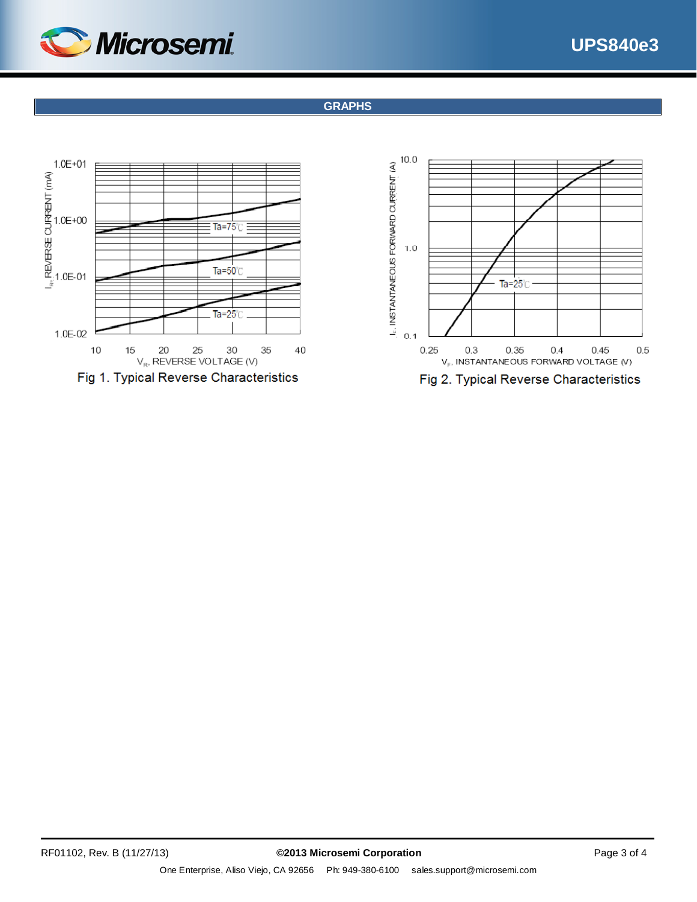## GRAPHS

Fig 1. Typical Reverse Characteristics

Fig 2. Typical Reverse Characteristics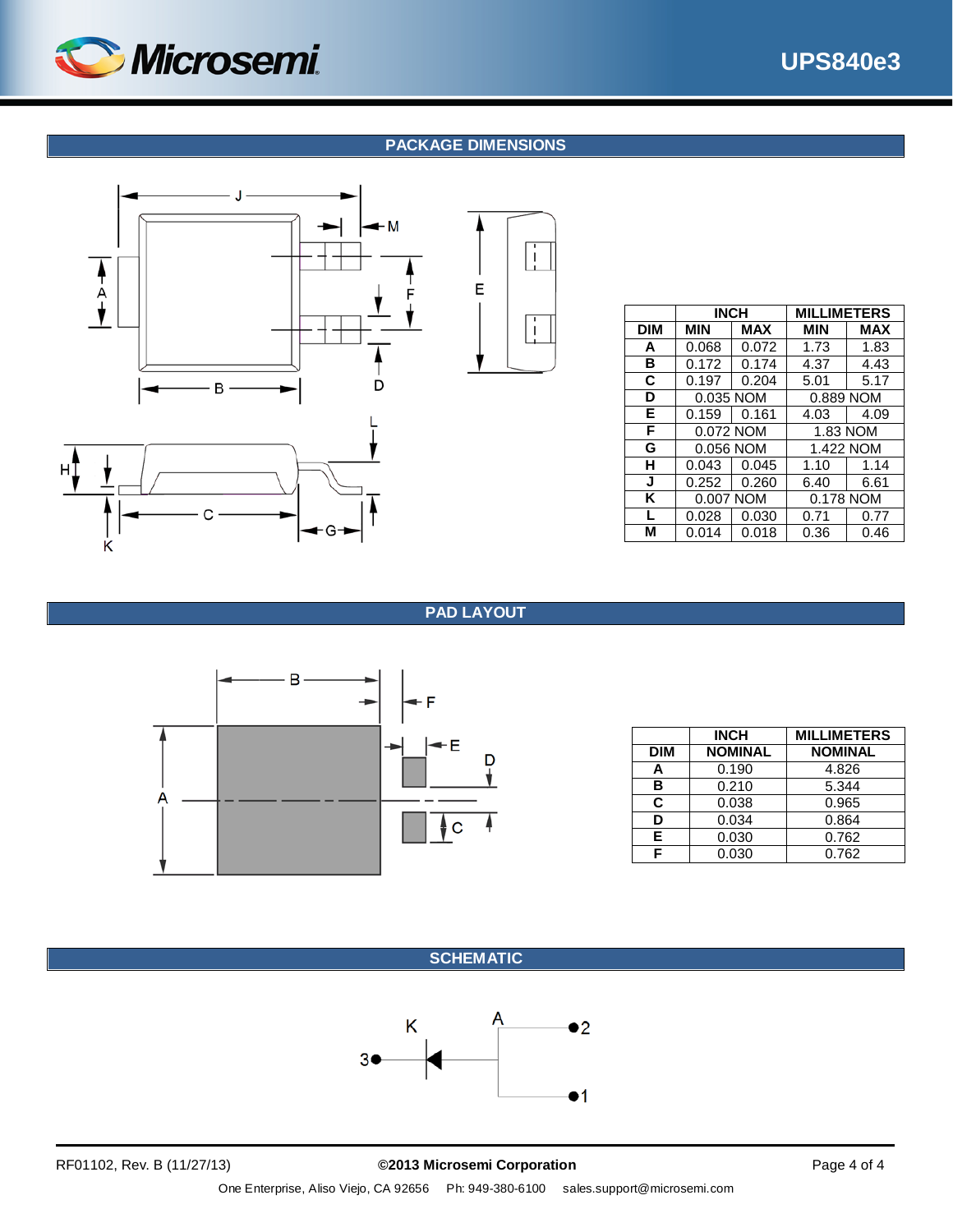## PACKAGE DIMENSIONS

| | INCH | | MILLIMETERS | |
|---|---|---|---|---|
| DIM | MIN | MAX | MIN | MAX |
| A | 0.068 | 0.072 | 1.73 | 1.83 |
| B | 0.172 | 0.174 | 4.37 | 4.43 |
| C | 0.197 | 0.204 | 5.01 | 5.17 |
| D | 0.035 NOM | | 0.889 NOM | |
| E | 0.159 | 0.161 | 4.03 | 4.09 |
| F | 0.072 NOM | | 1.83 NOM | |
| G | 0.056 NOM | | 1.422 NOM | |
| H | 0.043 | 0.045 | 1.10 | 1.14 |
| J | 0.252 | 0.260 | 6.40 | 6.61 |
| K | 0.007 NOM | | 0.178 NOM | |
| L | 0.028 | 0.030 | 0.71 | 0.77 |
| M | 0.014 | 0.018 | 0.36 | 0.46 |

## PAD LAYOUT

| | INCH | MILLIMETERS |
|---|---|---|
| DIM | NOMINAL | NOMINAL |
| A | 0.190 | 4.826 |
| B | 0.210 | 5.344 |
| C | 0.038 | 0.965 |
| D | 0.034 | 0.864 |
| E | 0.030 | 0.762 |
| F | 0.030 | 0.762 |

## SCHEMATIC

K A
3 2
1

RF01102, Rev. B (11/27/13)

**©2013 Microsemi Corporation**

One Enterprise, Aliso Viejo, CA 92656 Ph: 949-380-6100 sales.support@microsemi.com